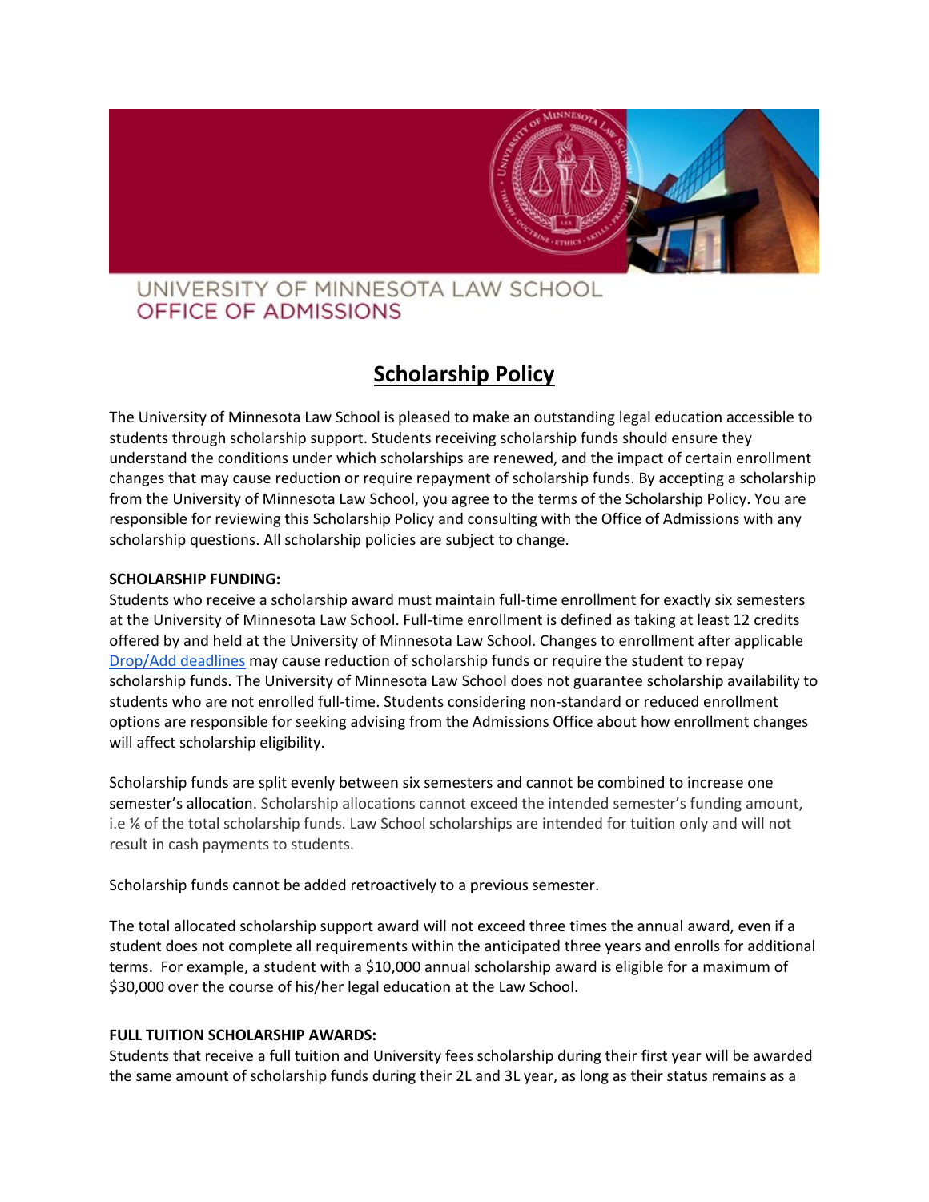UNIVERSITY OF MINNESOTA LAW SCHOOL
OFFICE OF ADMISSIONS

# Scholarship Policy

The University of Minnesota Law School is pleased to make an outstanding legal education accessible to students through scholarship support. Students receiving scholarship funds should ensure they understand the conditions under which scholarships are renewed, and the impact of certain enrollment changes that may cause reduction or require repayment of scholarship funds. By accepting a scholarship from the University of Minnesota Law School, you agree to the terms of the Scholarship Policy. You are responsible for reviewing this Scholarship Policy and consulting with the Office of Admissions with any scholarship questions. All scholarship policies are subject to change.

**SCHOLARSHIP FUNDING:**
Students who receive a scholarship award must maintain full-time enrollment for exactly six semesters at the University of Minnesota Law School. Full-time enrollment is defined as taking at least 12 credits offered by and held at the University of Minnesota Law School. Changes to enrollment after applicable Drop/Add deadlines may cause reduction of scholarship funds or require the student to repay scholarship funds. The University of Minnesota Law School does not guarantee scholarship availability to students who are not enrolled full-time. Students considering non-standard or reduced enrollment options are responsible for seeking advising from the Admissions Office about how enrollment changes will affect scholarship eligibility.

Scholarship funds are split evenly between six semesters and cannot be combined to increase one semester's allocation. Scholarship allocations cannot exceed the intended semester's funding amount, i.e ⅙ of the total scholarship funds. Law School scholarships are intended for tuition only and will not result in cash payments to students.

Scholarship funds cannot be added retroactively to a previous semester.

The total allocated scholarship support award will not exceed three times the annual award, even if a student does not complete all requirements within the anticipated three years and enrolls for additional terms. For example, a student with a $10,000 annual scholarship award is eligible for a maximum of $30,000 over the course of his/her legal education at the Law School.

**FULL TUITION SCHOLARSHIP AWARDS:**
Students that receive a full tuition and University fees scholarship during their first year will be awarded the same amount of scholarship funds during their 2L and 3L year, as long as their status remains as a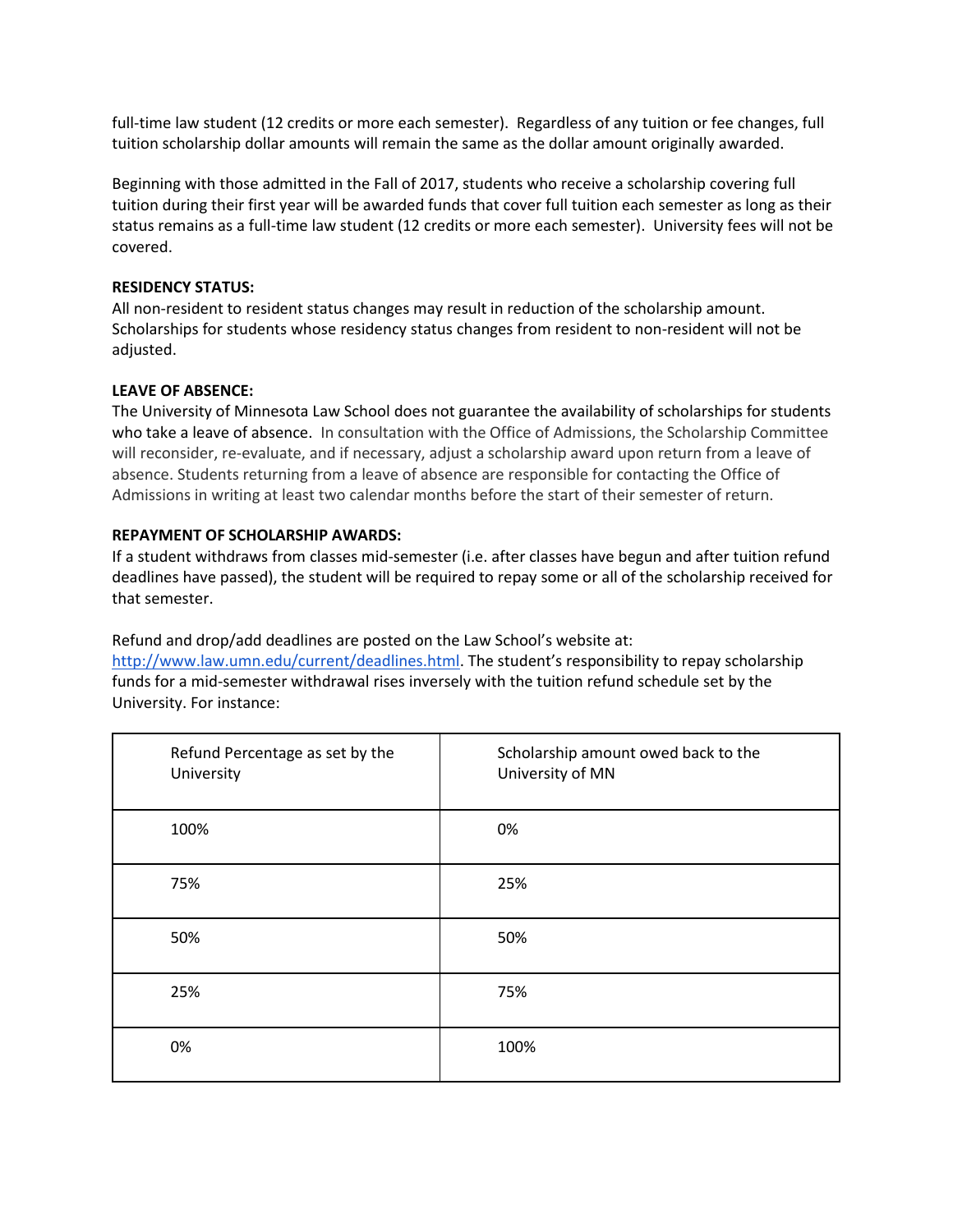full-time law student (12 credits or more each semester). Regardless of any tuition or fee changes, full tuition scholarship dollar amounts will remain the same as the dollar amount originally awarded.

Beginning with those admitted in the Fall of 2017, students who receive a scholarship covering full tuition during their first year will be awarded funds that cover full tuition each semester as long as their status remains as a full-time law student (12 credits or more each semester). University fees will not be covered.

**RESIDENCY STATUS:**
All non-resident to resident status changes may result in reduction of the scholarship amount. Scholarships for students whose residency status changes from resident to non-resident will not be adjusted.

**LEAVE OF ABSENCE:**
The University of Minnesota Law School does not guarantee the availability of scholarships for students who take a leave of absence. In consultation with the Office of Admissions, the Scholarship Committee will reconsider, re-evaluate, and if necessary, adjust a scholarship award upon return from a leave of absence. Students returning from a leave of absence are responsible for contacting the Office of Admissions in writing at least two calendar months before the start of their semester of return.

**REPAYMENT OF SCHOLARSHIP AWARDS:**
If a student withdraws from classes mid-semester (i.e. after classes have begun and after tuition refund deadlines have passed), the student will be required to repay some or all of the scholarship received for that semester.

Refund and drop/add deadlines are posted on the Law School's website at: http://www.law.umn.edu/current/deadlines.html. The student's responsibility to repay scholarship funds for a mid-semester withdrawal rises inversely with the tuition refund schedule set by the University. For instance:

| Refund Percentage as set by the University | Scholarship amount owed back to the University of MN |
|---|---|
| 100% | 0% |
| 75% | 25% |
| 50% | 50% |
| 25% | 75% |
| 0% | 100% |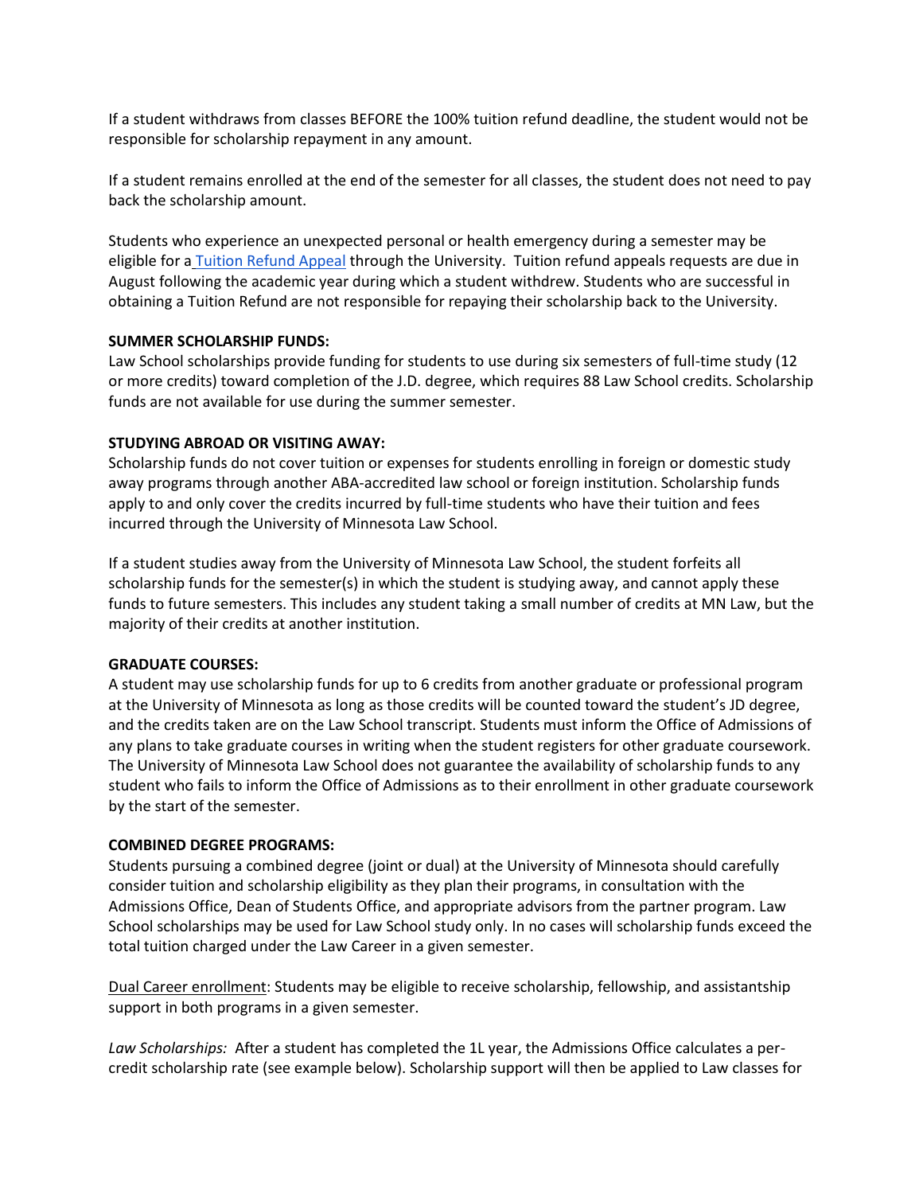If a student withdraws from classes BEFORE the 100% tuition refund deadline, the student would not be responsible for scholarship repayment in any amount.

If a student remains enrolled at the end of the semester for all classes, the student does not need to pay back the scholarship amount.

Students who experience an unexpected personal or health emergency during a semester may be eligible for a Tuition Refund Appeal through the University. Tuition refund appeals requests are due in August following the academic year during which a student withdrew. Students who are successful in obtaining a Tuition Refund are not responsible for repaying their scholarship back to the University.

**SUMMER SCHOLARSHIP FUNDS:**

Law School scholarships provide funding for students to use during six semesters of full-time study (12 or more credits) toward completion of the J.D. degree, which requires 88 Law School credits. Scholarship funds are not available for use during the summer semester.

**STUDYING ABROAD OR VISITING AWAY:**

Scholarship funds do not cover tuition or expenses for students enrolling in foreign or domestic study away programs through another ABA-accredited law school or foreign institution. Scholarship funds apply to and only cover the credits incurred by full-time students who have their tuition and fees incurred through the University of Minnesota Law School.

If a student studies away from the University of Minnesota Law School, the student forfeits all scholarship funds for the semester(s) in which the student is studying away, and cannot apply these funds to future semesters. This includes any student taking a small number of credits at MN Law, but the majority of their credits at another institution.

**GRADUATE COURSES:**

A student may use scholarship funds for up to 6 credits from another graduate or professional program at the University of Minnesota as long as those credits will be counted toward the student's JD degree, and the credits taken are on the Law School transcript. Students must inform the Office of Admissions of any plans to take graduate courses in writing when the student registers for other graduate coursework. The University of Minnesota Law School does not guarantee the availability of scholarship funds to any student who fails to inform the Office of Admissions as to their enrollment in other graduate coursework by the start of the semester.

**COMBINED DEGREE PROGRAMS:**

Students pursuing a combined degree (joint or dual) at the University of Minnesota should carefully consider tuition and scholarship eligibility as they plan their programs, in consultation with the Admissions Office, Dean of Students Office, and appropriate advisors from the partner program. Law School scholarships may be used for Law School study only. In no cases will scholarship funds exceed the total tuition charged under the Law Career in a given semester.

Dual Career enrollment: Students may be eligible to receive scholarship, fellowship, and assistantship support in both programs in a given semester.

*Law Scholarships:* After a student has completed the 1L year, the Admissions Office calculates a per-credit scholarship rate (see example below). Scholarship support will then be applied to Law classes for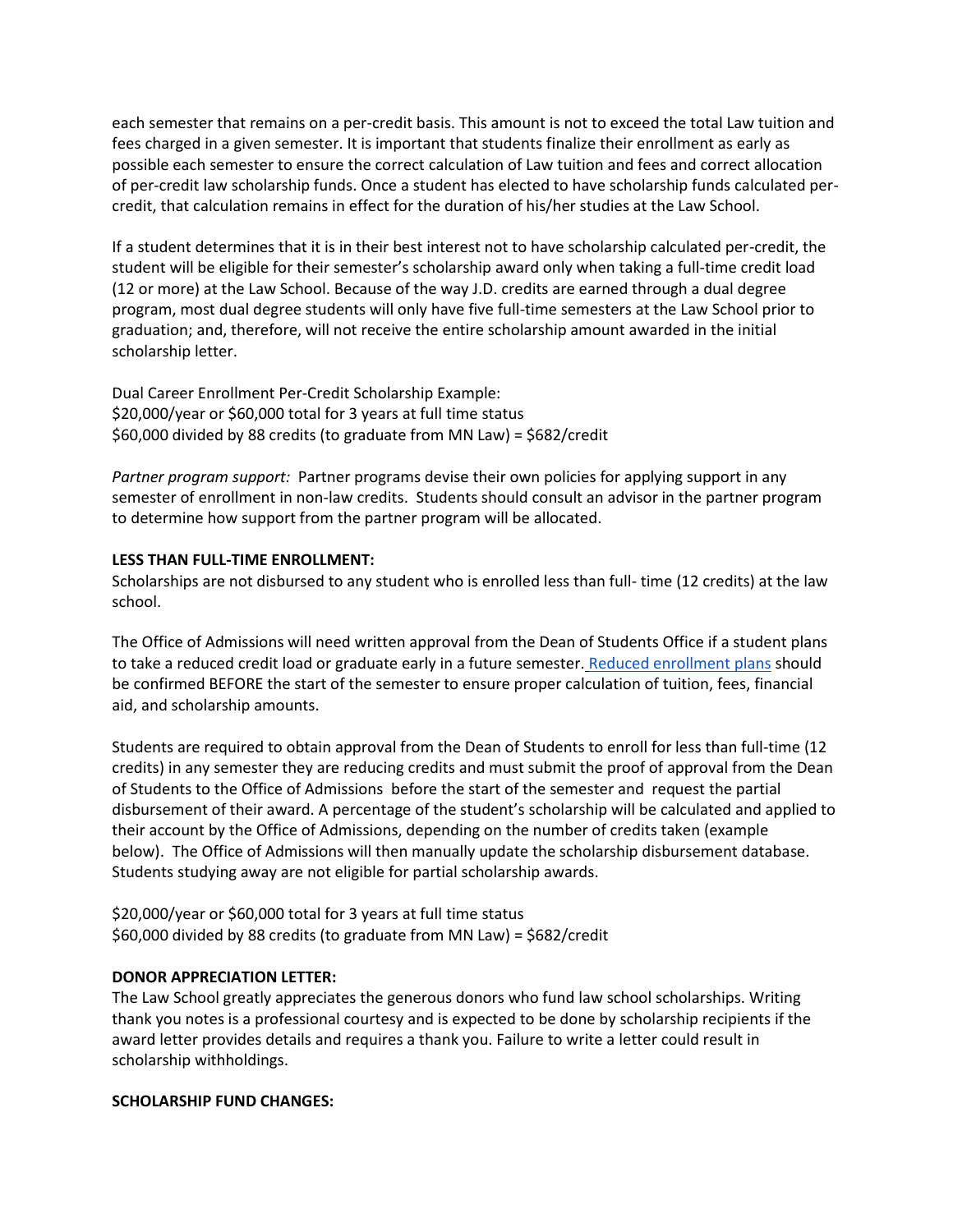each semester that remains on a per-credit basis. This amount is not to exceed the total Law tuition and fees charged in a given semester. It is important that students finalize their enrollment as early as possible each semester to ensure the correct calculation of Law tuition and fees and correct allocation of per-credit law scholarship funds. Once a student has elected to have scholarship funds calculated per-credit, that calculation remains in effect for the duration of his/her studies at the Law School.

If a student determines that it is in their best interest not to have scholarship calculated per-credit, the student will be eligible for their semester's scholarship award only when taking a full-time credit load (12 or more) at the Law School. Because of the way J.D. credits are earned through a dual degree program, most dual degree students will only have five full-time semesters at the Law School prior to graduation; and, therefore, will not receive the entire scholarship amount awarded in the initial scholarship letter.

Dual Career Enrollment Per-Credit Scholarship Example:
$20,000/year or $60,000 total for 3 years at full time status
$60,000 divided by 88 credits (to graduate from MN Law) = $682/credit

*Partner program support:* Partner programs devise their own policies for applying support in any semester of enrollment in non-law credits. Students should consult an advisor in the partner program to determine how support from the partner program will be allocated.

**LESS THAN FULL-TIME ENROLLMENT:**
Scholarships are not disbursed to any student who is enrolled less than full- time (12 credits) at the law school.

The Office of Admissions will need written approval from the Dean of Students Office if a student plans to take a reduced credit load or graduate early in a future semester. Reduced enrollment plans should be confirmed BEFORE the start of the semester to ensure proper calculation of tuition, fees, financial aid, and scholarship amounts.

Students are required to obtain approval from the Dean of Students to enroll for less than full-time (12 credits) in any semester they are reducing credits and must submit the proof of approval from the Dean of Students to the Office of Admissions before the start of the semester and request the partial disbursement of their award. A percentage of the student's scholarship will be calculated and applied to their account by the Office of Admissions, depending on the number of credits taken (example below). The Office of Admissions will then manually update the scholarship disbursement database. Students studying away are not eligible for partial scholarship awards.

$20,000/year or $60,000 total for 3 years at full time status
$60,000 divided by 88 credits (to graduate from MN Law) = $682/credit

**DONOR APPRECIATION LETTER:**
The Law School greatly appreciates the generous donors who fund law school scholarships. Writing thank you notes is a professional courtesy and is expected to be done by scholarship recipients if the award letter provides details and requires a thank you. Failure to write a letter could result in scholarship withholdings.

**SCHOLARSHIP FUND CHANGES:**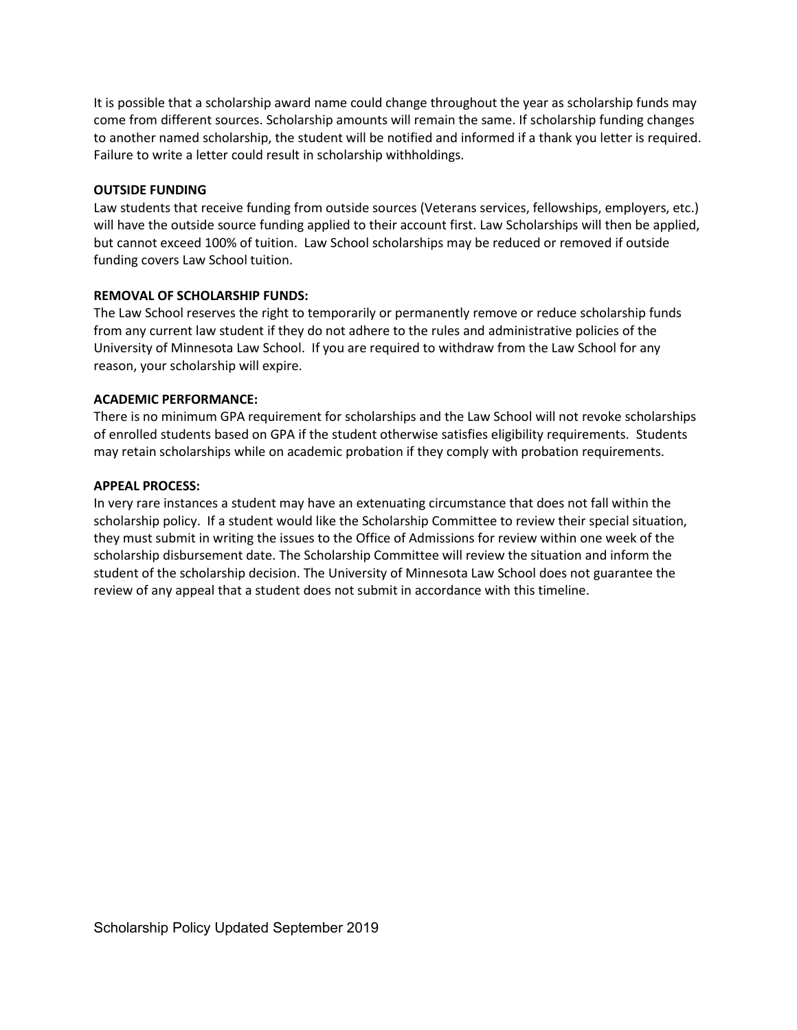It is possible that a scholarship award name could change throughout the year as scholarship funds may come from different sources. Scholarship amounts will remain the same. If scholarship funding changes to another named scholarship, the student will be notified and informed if a thank you letter is required. Failure to write a letter could result in scholarship withholdings.

**OUTSIDE FUNDING**

Law students that receive funding from outside sources (Veterans services, fellowships, employers, etc.) will have the outside source funding applied to their account first. Law Scholarships will then be applied, but cannot exceed 100% of tuition. Law School scholarships may be reduced or removed if outside funding covers Law School tuition.

**REMOVAL OF SCHOLARSHIP FUNDS:**

The Law School reserves the right to temporarily or permanently remove or reduce scholarship funds from any current law student if they do not adhere to the rules and administrative policies of the University of Minnesota Law School. If you are required to withdraw from the Law School for any reason, your scholarship will expire.

**ACADEMIC PERFORMANCE:**

There is no minimum GPA requirement for scholarships and the Law School will not revoke scholarships of enrolled students based on GPA if the student otherwise satisfies eligibility requirements. Students may retain scholarships while on academic probation if they comply with probation requirements.

**APPEAL PROCESS:**

In very rare instances a student may have an extenuating circumstance that does not fall within the scholarship policy. If a student would like the Scholarship Committee to review their special situation, they must submit in writing the issues to the Office of Admissions for review within one week of the scholarship disbursement date. The Scholarship Committee will review the situation and inform the student of the scholarship decision. The University of Minnesota Law School does not guarantee the review of any appeal that a student does not submit in accordance with this timeline.